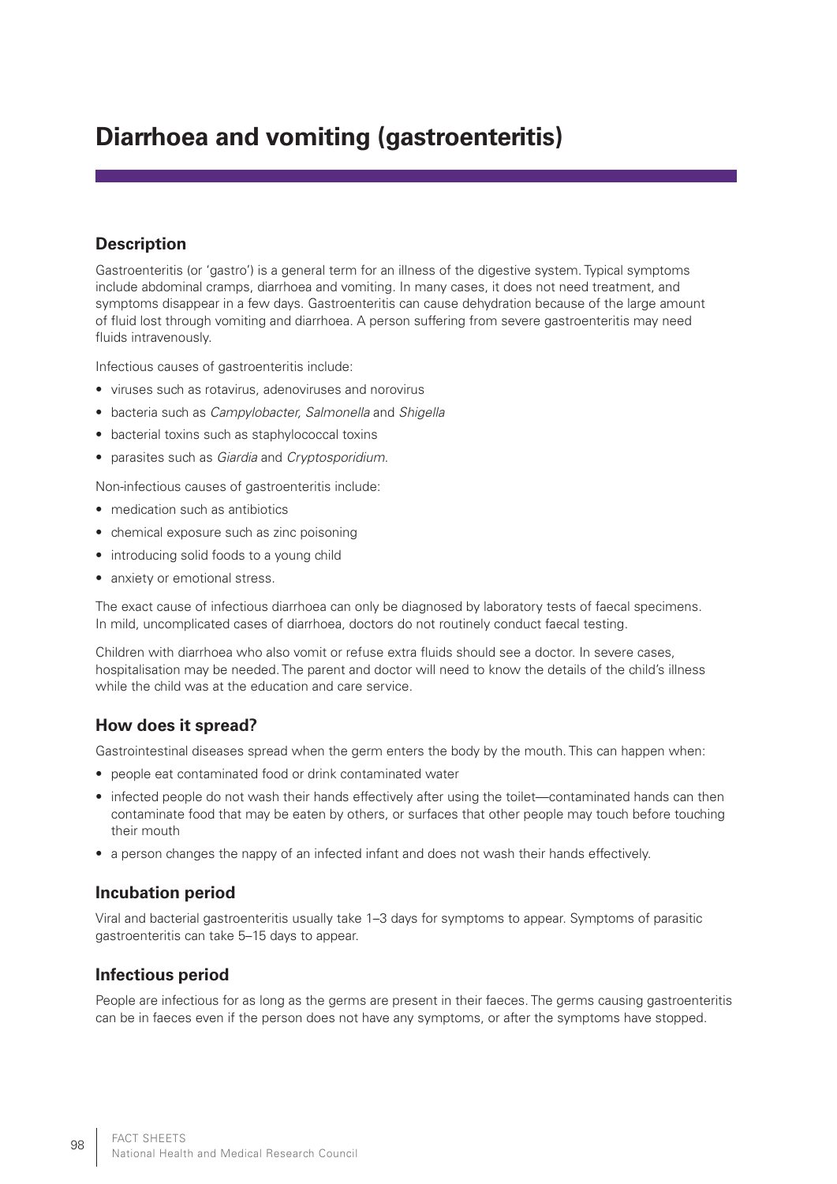# Diarrhoea and vomiting (gastroenteritis)

## Description

Gastroenteritis (or 'gastro') is a general term for an illness of the digestive system. Typical symptoms include abdominal cramps, diarrhoea and vomiting. In many cases, it does not need treatment, and symptoms disappear in a few days. Gastroenteritis can cause dehydration because of the large amount of fluid lost through vomiting and diarrhoea. A person suffering from severe gastroenteritis may need fluids intravenously.

Infectious causes of gastroenteritis include:

- viruses such as rotavirus, adenoviruses and norovirus
- bacteria such as *Campylobacter, Salmonella* and *Shigella*
- bacterial toxins such as staphylococcal toxins
- parasites such as *Giardia* and *Cryptosporidium.*

Non-infectious causes of gastroenteritis include:

- medication such as antibiotics
- chemical exposure such as zinc poisoning
- introducing solid foods to a young child
- anxiety or emotional stress.

The exact cause of infectious diarrhoea can only be diagnosed by laboratory tests of faecal specimens. In mild, uncomplicated cases of diarrhoea, doctors do not routinely conduct faecal testing.

Children with diarrhoea who also vomit or refuse extra fluids should see a doctor. In severe cases, hospitalisation may be needed. The parent and doctor will need to know the details of the child's illness while the child was at the education and care service.

## How does it spread?

Gastrointestinal diseases spread when the germ enters the body by the mouth. This can happen when:

- people eat contaminated food or drink contaminated water
- infected people do not wash their hands effectively after using the toilet—contaminated hands can then contaminate food that may be eaten by others, or surfaces that other people may touch before touching their mouth
- a person changes the nappy of an infected infant and does not wash their hands effectively.

## Incubation period

Viral and bacterial gastroenteritis usually take 1–3 days for symptoms to appear. Symptoms of parasitic gastroenteritis can take 5–15 days to appear.

## Infectious period

People are infectious for as long as the germs are present in their faeces. The germs causing gastroenteritis can be in faeces even if the person does not have any symptoms, or after the symptoms have stopped.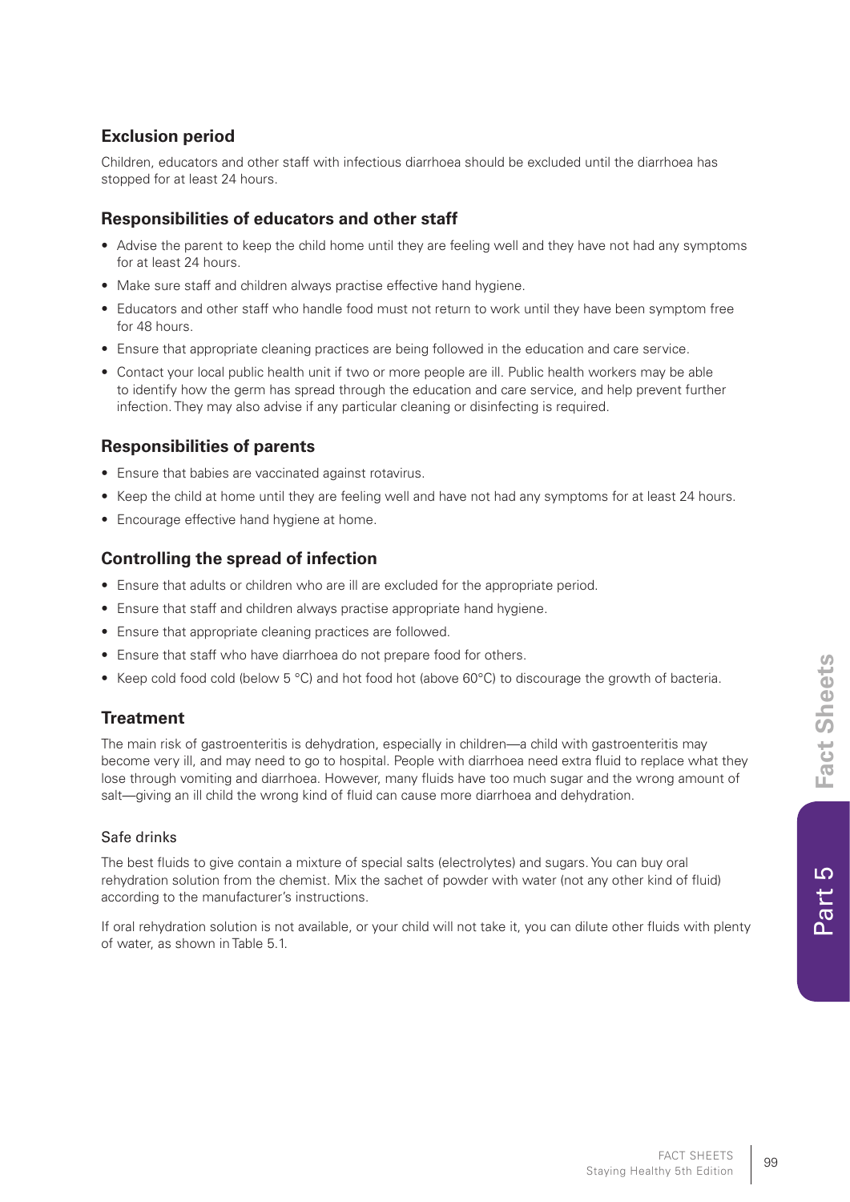## Exclusion period

Children, educators and other staff with infectious diarrhoea should be excluded until the diarrhoea has stopped for at least 24 hours.

## Responsibilities of educators and other staff

- Advise the parent to keep the child home until they are feeling well and they have not had any symptoms for at least 24 hours.
- Make sure staff and children always practise effective hand hygiene.
- Educators and other staff who handle food must not return to work until they have been symptom free for 48 hours.
- Ensure that appropriate cleaning practices are being followed in the education and care service.
- Contact your local public health unit if two or more people are ill. Public health workers may be able to identify how the germ has spread through the education and care service, and help prevent further infection. They may also advise if any particular cleaning or disinfecting is required.

## Responsibilities of parents

- Ensure that babies are vaccinated against rotavirus.
- Keep the child at home until they are feeling well and have not had any symptoms for at least 24 hours.
- Encourage effective hand hygiene at home.

## Controlling the spread of infection

- Ensure that adults or children who are ill are excluded for the appropriate period.
- Ensure that staff and children always practise appropriate hand hygiene.
- Ensure that appropriate cleaning practices are followed.
- Ensure that staff who have diarrhoea do not prepare food for others.
- Keep cold food cold (below 5 °C) and hot food hot (above 60°C) to discourage the growth of bacteria.

## Treatment

The main risk of gastroenteritis is dehydration, especially in children—a child with gastroenteritis may become very ill, and may need to go to hospital. People with diarrhoea need extra fluid to replace what they lose through vomiting and diarrhoea. However, many fluids have too much sugar and the wrong amount of salt—giving an ill child the wrong kind of fluid can cause more diarrhoea and dehydration.

### Safe drinks

The best fluids to give contain a mixture of special salts (electrolytes) and sugars. You can buy oral rehydration solution from the chemist. Mix the sachet of powder with water (not any other kind of fluid) according to the manufacturer's instructions.

If oral rehydration solution is not available, or your child will not take it, you can dilute other fluids with plenty of water, as shown in Table 5.1.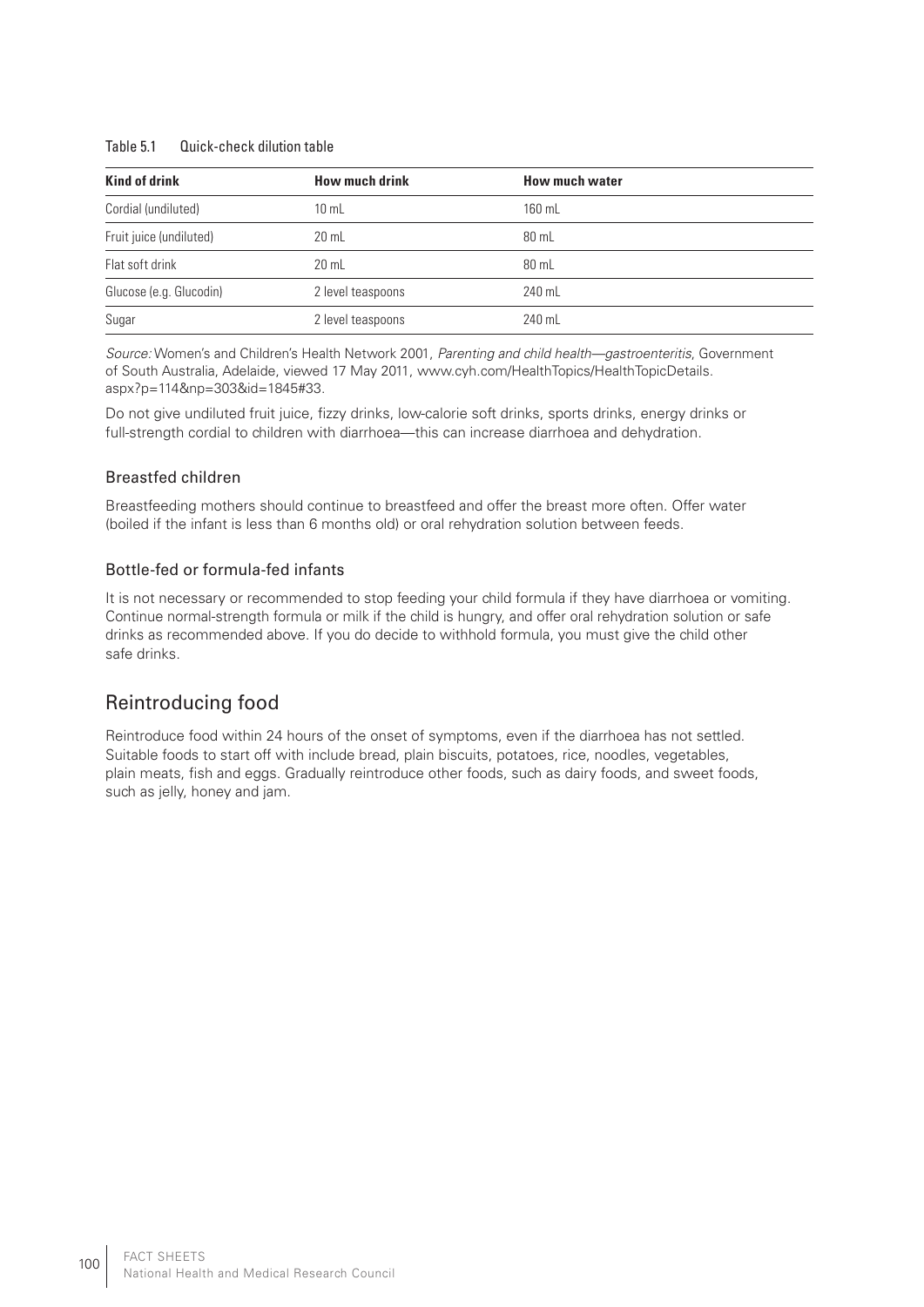Table 5.1 Quick-check dilution table

| Kind of drink | How much drink | How much water |
| --- | --- | --- |
| Cordial (undiluted) | 10 mL | 160 mL |
| Fruit juice (undiluted) | 20 mL | 80 mL |
| Flat soft drink | 20 mL | 80 mL |
| Glucose (e.g. Glucodin) | 2 level teaspoons | 240 mL |
| Sugar | 2 level teaspoons | 240 mL |

*Source:* Women's and Children's Health Network 2001, *Parenting and child health—gastroenteritis*, Government of South Australia, Adelaide, viewed 17 May 2011, www.cyh.com/HealthTopics/HealthTopicDetails.aspx?p=114&np=303&id=1845#33.

Do not give undiluted fruit juice, fizzy drinks, low-calorie soft drinks, sports drinks, energy drinks or full-strength cordial to children with diarrhoea—this can increase diarrhoea and dehydration.

### Breastfed children

Breastfeeding mothers should continue to breastfeed and offer the breast more often. Offer water (boiled if the infant is less than 6 months old) or oral rehydration solution between feeds.

### Bottle-fed or formula-fed infants

It is not necessary or recommended to stop feeding your child formula if they have diarrhoea or vomiting. Continue normal-strength formula or milk if the child is hungry, and offer oral rehydration solution or safe drinks as recommended above. If you do decide to withhold formula, you must give the child other safe drinks.

## Reintroducing food

Reintroduce food within 24 hours of the onset of symptoms, even if the diarrhoea has not settled. Suitable foods to start off with include bread, plain biscuits, potatoes, rice, noodles, vegetables, plain meats, fish and eggs. Gradually reintroduce other foods, such as dairy foods, and sweet foods, such as jelly, honey and jam.